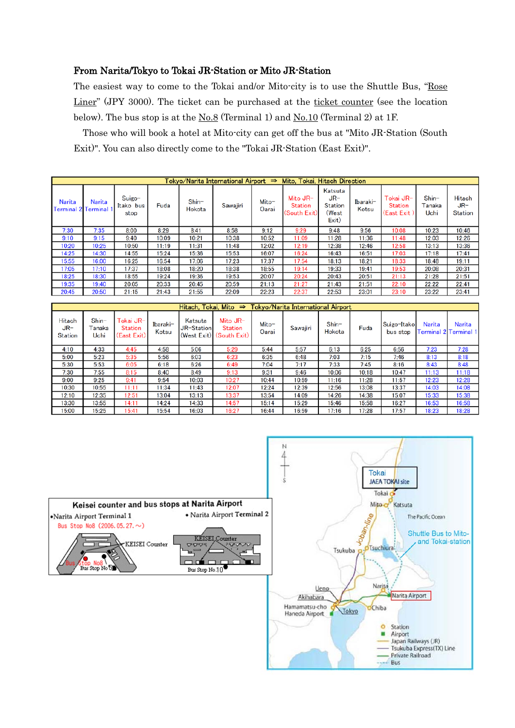## From Narita/Tokyo to Tokai JR-Station or Mito JR-Station

The easiest way to come to the Tokai and/or Mito-city is to use the Shuttle Bus, "Rose Liner" (JPY 3000). The ticket can be purchased at the ticket counter (see the location below). The bus stop is at the No.8 (Terminal 1) and No.10 (Terminal 2) at 1F.

Those who will book a hotel at Mito-city can get off the bus at "Mito JR-Station (South Exit)". You can also directly come to the "Tokai JR-Station (East Exit)".

**Tokyo/Narita International Airport ⇒ Mito, Tokai, Hitach Direction**

| Narita Terminal 2 | Narita Terminal 1 | Suigo-Itako bus stop | Fuda | Shin-Hokota | Sawajiri | Mito-Oarai | Mito JR-Station (South Exit) | Katsuta JR-Station (West Exit) | Ibaraki-Kotsu | Tokai JR-Station (East Exit) | Shin-Tanaka Uchi | Hitach JR-Station |
|---|---|---|---|---|---|---|---|---|---|---|---|---|
| 7:30 | 7:35 | 8:00 | 8:29 | 8:41 | 8:58 | 9:12 | 9:29 | 9:48 | 9:56 | 10:08 | 10:23 | 10:46 |
| 9:10 | 9:15 | 9:40 | 10:09 | 10:21 | 10:38 | 10:52 | 11:09 | 11:28 | 11:36 | 11:48 | 12:03 | 12:26 |
| 10:20 | 10:25 | 10:50 | 11:19 | 11:31 | 11:48 | 12:02 | 12:19 | 12:38 | 12:46 | 12:58 | 13:13 | 13:36 |
| 14:25 | 14:30 | 14:55 | 15:24 | 15:36 | 15:53 | 16:07 | 16:24 | 16:43 | 16:51 | 17:03 | 17:18 | 17:41 |
| 15:55 | 16:00 | 16:25 | 16:54 | 17:06 | 17:23 | 17:37 | 17:54 | 18:13 | 18:21 | 18:33 | 18:48 | 19:11 |
| 17:05 | 17:10 | 17:37 | 18:08 | 18:20 | 18:38 | 18:55 | 19:14 | 19:33 | 19:41 | 19:53 | 20:08 | 20:31 |
| 18:25 | 18:30 | 18:55 | 19:24 | 19:36 | 19:53 | 20:07 | 20:24 | 20:43 | 20:51 | 21:13 | 21:28 | 21:51 |
| 19:35 | 19:40 | 20:05 | 20:33 | 20:45 | 20:59 | 21:13 | 21:27 | 21:43 | 21:51 | 22:10 | 22:22 | 22:41 |
| 20:45 | 20:50 | 21:15 | 21:43 | 21:55 | 22:09 | 22:23 | 22:37 | 22:53 | 23:01 | 23:10 | 23:22 | 23:41 |

**Hitach, Tokai, Mito ⇒ Tokyo/Narita International Airport**

| Hitach JR-Station | Shin-Tanaka Uchi | Tokai JR-Station (East Exit) | Ibaraki-Kotsu | Katsuta JR-Station (West Exit) | Mito JR-Station (South Exit) | Mito-Oarai | Sawajiri | Shin-Hokota | Fuda | Suigo-Itako bus stop | Narita Terminal 2 | Narita Terminal 1 |
|---|---|---|---|---|---|---|---|---|---|---|---|---|
| 4:10 | 4:33 | 4:45 | 4:58 | 5:06 | 5:29 | 5:44 | 5:57 | 6:13 | 6:25 | 6:56 | 7:23 | 7:28 |
| 5:00 | 5:23 | 5:35 | 5:56 | 6:03 | 6:23 | 6:35 | 6:48 | 7:03 | 7:15 | 7:46 | 8:13 | 8:18 |
| 5:30 | 5:53 | 6:05 | 6:18 | 6:26 | 6:49 | 7:04 | 7:17 | 7:33 | 7:45 | 8:16 | 8:43 | 8:48 |
| 7:30 | 7:55 | 8:15 | 8:40 | 8:49 | 9:13 | 9:31 | 9:46 | 10:06 | 10:18 | 10:47 | 11:13 | 11:18 |
| 9:00 | 9:25 | 9:41 | 9:54 | 10:03 | 10:27 | 10:44 | 10:59 | 11:16 | 11:28 | 11:57 | 12:23 | 12:28 |
| 10:30 | 10:55 | 11:11 | 11:34 | 11:43 | 12:07 | 12:24 | 12:39 | 12:56 | 13:08 | 13:37 | 14:03 | 14:08 |
| 12:10 | 12:35 | 12:51 | 13:04 | 13:13 | 13:37 | 13:54 | 14:09 | 14:26 | 14:38 | 15:07 | 15:33 | 15:38 |
| 13:30 | 13:55 | 14:11 | 14:24 | 14:33 | 14:57 | 15:14 | 15:29 | 15:46 | 15:58 | 16:27 | 16:53 | 16:58 |
| 15:00 | 15:25 | 15:41 | 15:54 | 16:03 | 16:27 | 16:44 | 16:59 | 17:16 | 17:28 | 17:57 | 18:23 | 18:28 |

**Keisei counter and bus stops at Narita Airport**

- Narita Airport Terminal 1 — Bus Stop No8 (2006.05.27.～) — KEISEI Counter — Bus Stop No8 / Bus Stop No5
- Narita Airport Terminal 2 — KEISEI Counter — Bus Stop No.10

Map: Tokai (JAEA TOKAI site), Tokai, Mito, Katsuta, The Pacific Ocean, Joban-line, Shuttle Bus to Mito- and Tokai-station, Tsukuba, Tsuchiura, Narita, Narita Airport, Ueno, Akihabara, Hamamatsu-cho, Haneda Airport, Tokyo, Chiba

Legend: Station; Airport; Japan Railways (JR); Tsukuba Express(TX) Line; Private Railroad; Bus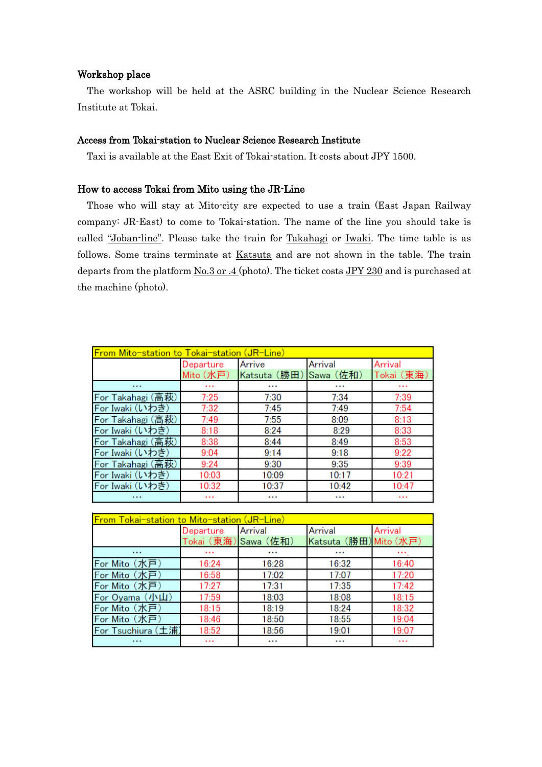## Workshop place

The workshop will be held at the ASRC building in the Nuclear Science Research Institute at Tokai.

## Access from Tokai-station to Nuclear Science Research Institute

Taxi is available at the East Exit of Tokai-station. It costs about JPY 1500.

## How to access Tokai from Mito using the JR-Line

Those who will stay at Mito-city are expected to use a train (East Japan Railway company: JR-East) to come to Tokai-station. The name of the line you should take is called "Joban-line". Please take the train for Takahagi or Iwaki. The time table is as follows. Some trains terminate at Katsuta and are not shown in the table. The train departs from the platform No.3 or .4 (photo). The ticket costs JPY 230 and is purchased at the machine (photo).

| From Mito-station to Tokai-station (JR-Line) | | | | |
|---|---|---|---|---|
| | Departure Mito（水戸） | Arrive Katsuta（勝田） | Arrival Sawa（佐和） | Arrival Tokai（東海） |
| … | … | … | … | … |
| For Takahagi (高萩) | 7:25 | 7:30 | 7:34 | 7:39 |
| For Iwaki (いわき) | 7:32 | 7:45 | 7:49 | 7:54 |
| For Takahagi (高萩) | 7:49 | 7:55 | 8:09 | 8:13 |
| For Iwaki (いわき) | 8:18 | 8:24 | 8:29 | 8:33 |
| For Takahagi (高萩) | 8:38 | 8:44 | 8:49 | 8:53 |
| For Iwaki (いわき) | 9:04 | 9:14 | 9:18 | 9:22 |
| For Takahagi (高萩) | 9:24 | 9:30 | 9:35 | 9:39 |
| For Iwaki (いわき) | 10:03 | 10:09 | 10:17 | 10:21 |
| For Iwaki (いわき) | 10:32 | 10:37 | 10:42 | 10:47 |
| … | … | … | … | … |

| From Tokai-station to Mito-station (JR-Line) | | | | |
|---|---|---|---|---|
| | Departure Tokai（東海） | Arrival Sawa（佐和） | Arrival Katsuta（勝田） | Arrival Mito（水戸） |
| … | … | … | … | … |
| For Mito（水戸） | 16:24 | 16:28 | 16:32 | 16:40 |
| For Mito（水戸） | 16:58 | 17:02 | 17:07 | 17:20 |
| For Mito（水戸） | 17:27 | 17:31 | 17:35 | 17:42 |
| For Oyama（小山） | 17:59 | 18:03 | 18:08 | 18:15 |
| For Mito（水戸） | 18:15 | 18:19 | 18:24 | 18:32 |
| For Mito（水戸） | 18:46 | 18:50 | 18:55 | 19:04 |
| For Tsuchiura (土浦) | 18:52 | 18:56 | 19:01 | 19:07 |
| … | … | … | … | … |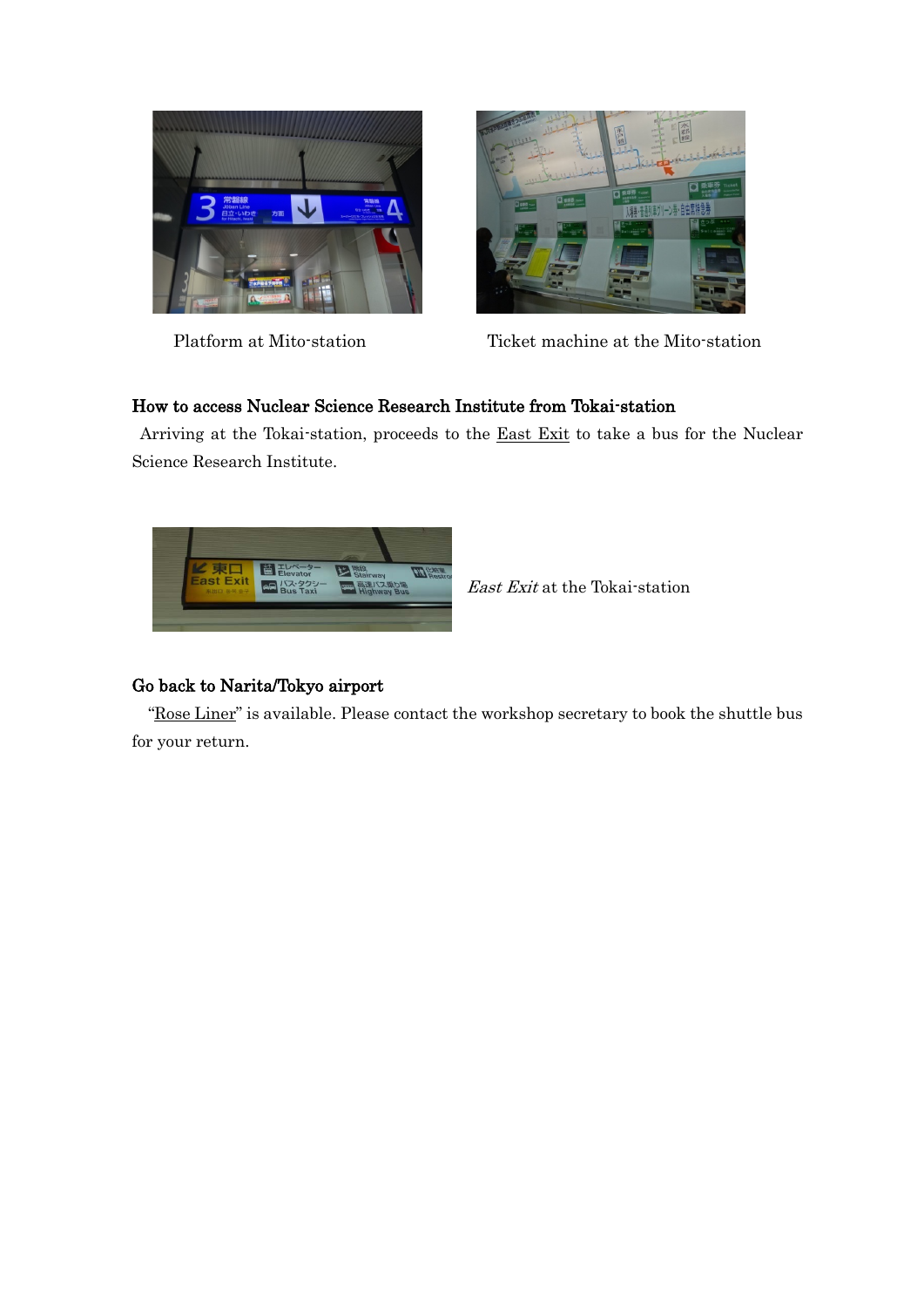Platform at Mito-station

Ticket machine at the Mito-station

### How to access Nuclear Science Research Institute from Tokai-station

Arriving at the Tokai-station, proceeds to the East Exit to take a bus for the Nuclear Science Research Institute.

*East Exit* at the Tokai-station

### Go back to Narita/Tokyo airport

"Rose Liner" is available. Please contact the workshop secretary to book the shuttle bus for your return.